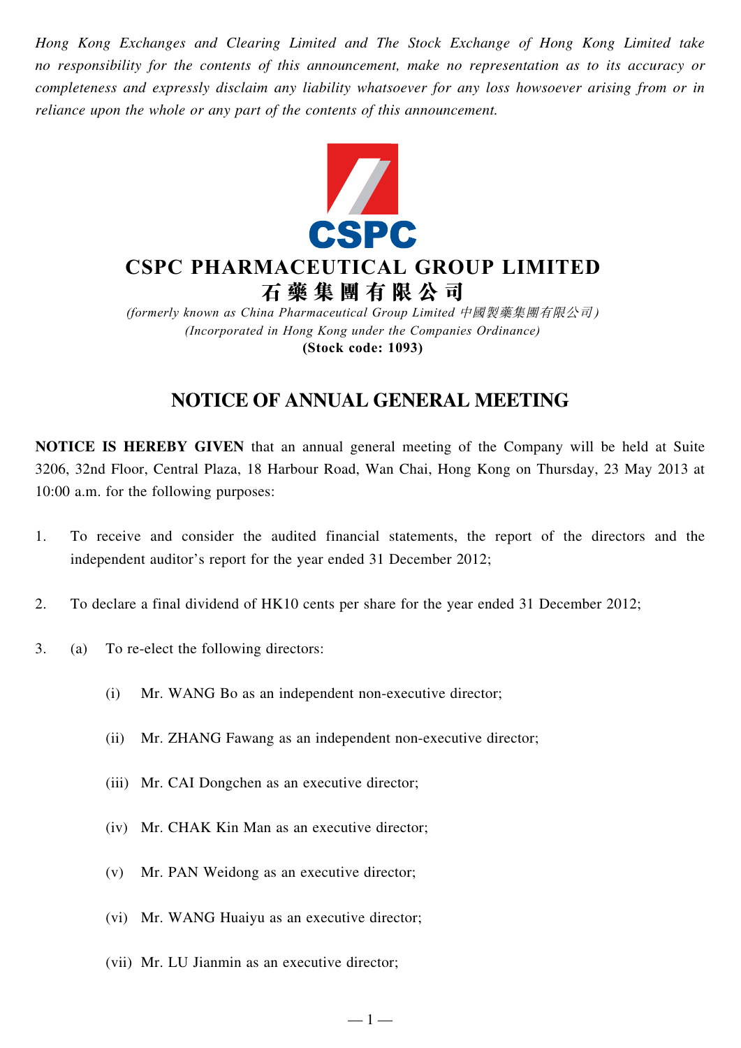*Hong Kong Exchanges and Clearing Limited and The Stock Exchange of Hong Kong Limited take no responsibility for the contents of this announcement, make no representation as to its accuracy or completeness and expressly disclaim any liability whatsoever for any loss howsoever arising from or in reliance upon the whole or any part of the contents of this announcement.*

CSPC

# CSPC PHARMACEUTICAL GROUP LIMITED
# 石藥集團有限公司

*(formerly known as China Pharmaceutical Group Limited 中國製藥集團有限公司)*
*(Incorporated in Hong Kong under the Companies Ordinance)*
**(Stock code: 1093)**

## NOTICE OF ANNUAL GENERAL MEETING

**NOTICE IS HEREBY GIVEN** that an annual general meeting of the Company will be held at Suite 3206, 32nd Floor, Central Plaza, 18 Harbour Road, Wan Chai, Hong Kong on Thursday, 23 May 2013 at 10:00 a.m. for the following purposes:

1. To receive and consider the audited financial statements, the report of the directors and the independent auditor's report for the year ended 31 December 2012;

2. To declare a final dividend of HK10 cents per share for the year ended 31 December 2012;

3. (a) To re-elect the following directors:

   (i) Mr. WANG Bo as an independent non-executive director;

   (ii) Mr. ZHANG Fawang as an independent non-executive director;

   (iii) Mr. CAI Dongchen as an executive director;

   (iv) Mr. CHAK Kin Man as an executive director;

   (v) Mr. PAN Weidong as an executive director;

   (vi) Mr. WANG Huaiyu as an executive director;

   (vii) Mr. LU Jianmin as an executive director;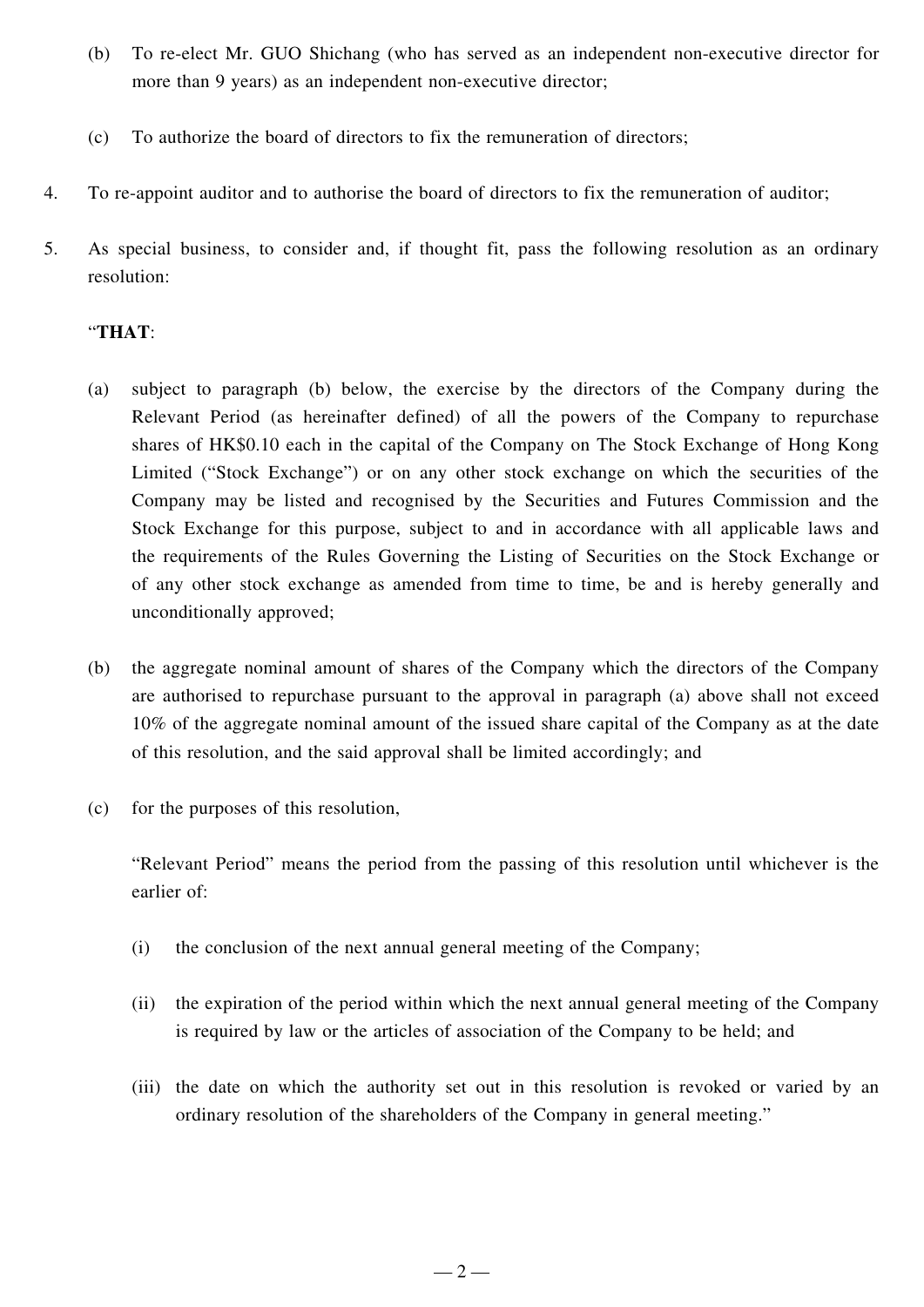(b) To re-elect Mr. GUO Shichang (who has served as an independent non-executive director for more than 9 years) as an independent non-executive director;

(c) To authorize the board of directors to fix the remuneration of directors;

4. To re-appoint auditor and to authorise the board of directors to fix the remuneration of auditor;

5. As special business, to consider and, if thought fit, pass the following resolution as an ordinary resolution:

"**THAT**:

(a) subject to paragraph (b) below, the exercise by the directors of the Company during the Relevant Period (as hereinafter defined) of all the powers of the Company to repurchase shares of HK$0.10 each in the capital of the Company on The Stock Exchange of Hong Kong Limited ("Stock Exchange") or on any other stock exchange on which the securities of the Company may be listed and recognised by the Securities and Futures Commission and the Stock Exchange for this purpose, subject to and in accordance with all applicable laws and the requirements of the Rules Governing the Listing of Securities on the Stock Exchange or of any other stock exchange as amended from time to time, be and is hereby generally and unconditionally approved;

(b) the aggregate nominal amount of shares of the Company which the directors of the Company are authorised to repurchase pursuant to the approval in paragraph (a) above shall not exceed 10% of the aggregate nominal amount of the issued share capital of the Company as at the date of this resolution, and the said approval shall be limited accordingly; and

(c) for the purposes of this resolution,

"Relevant Period" means the period from the passing of this resolution until whichever is the earlier of:

(i) the conclusion of the next annual general meeting of the Company;

(ii) the expiration of the period within which the next annual general meeting of the Company is required by law or the articles of association of the Company to be held; and

(iii) the date on which the authority set out in this resolution is revoked or varied by an ordinary resolution of the shareholders of the Company in general meeting."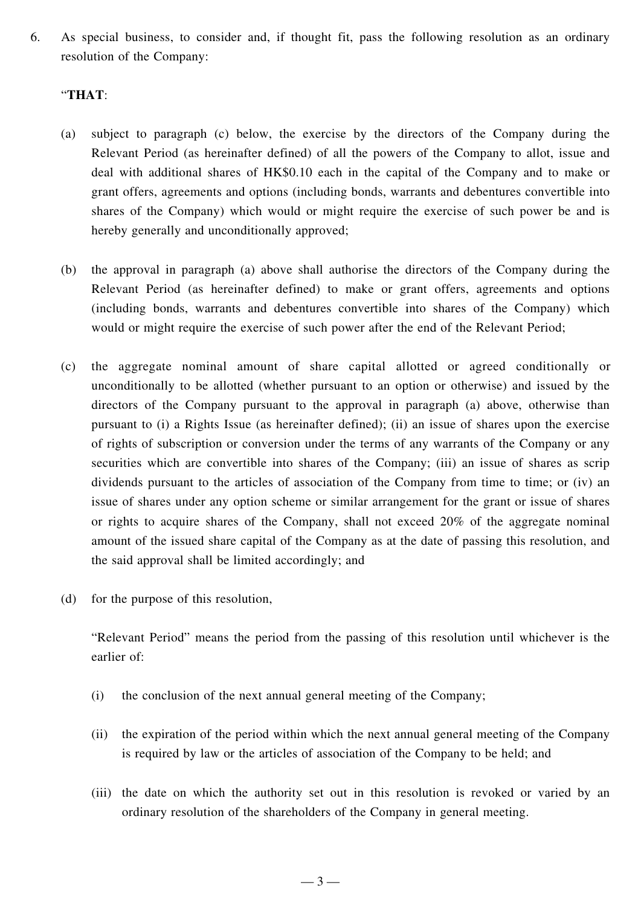6. As special business, to consider and, if thought fit, pass the following resolution as an ordinary resolution of the Company:

"**THAT**:

(a) subject to paragraph (c) below, the exercise by the directors of the Company during the Relevant Period (as hereinafter defined) of all the powers of the Company to allot, issue and deal with additional shares of HK$0.10 each in the capital of the Company and to make or grant offers, agreements and options (including bonds, warrants and debentures convertible into shares of the Company) which would or might require the exercise of such power be and is hereby generally and unconditionally approved;

(b) the approval in paragraph (a) above shall authorise the directors of the Company during the Relevant Period (as hereinafter defined) to make or grant offers, agreements and options (including bonds, warrants and debentures convertible into shares of the Company) which would or might require the exercise of such power after the end of the Relevant Period;

(c) the aggregate nominal amount of share capital allotted or agreed conditionally or unconditionally to be allotted (whether pursuant to an option or otherwise) and issued by the directors of the Company pursuant to the approval in paragraph (a) above, otherwise than pursuant to (i) a Rights Issue (as hereinafter defined); (ii) an issue of shares upon the exercise of rights of subscription or conversion under the terms of any warrants of the Company or any securities which are convertible into shares of the Company; (iii) an issue of shares as scrip dividends pursuant to the articles of association of the Company from time to time; or (iv) an issue of shares under any option scheme or similar arrangement for the grant or issue of shares or rights to acquire shares of the Company, shall not exceed 20% of the aggregate nominal amount of the issued share capital of the Company as at the date of passing this resolution, and the said approval shall be limited accordingly; and

(d) for the purpose of this resolution,

"Relevant Period" means the period from the passing of this resolution until whichever is the earlier of:

(i) the conclusion of the next annual general meeting of the Company;

(ii) the expiration of the period within which the next annual general meeting of the Company is required by law or the articles of association of the Company to be held; and

(iii) the date on which the authority set out in this resolution is revoked or varied by an ordinary resolution of the shareholders of the Company in general meeting.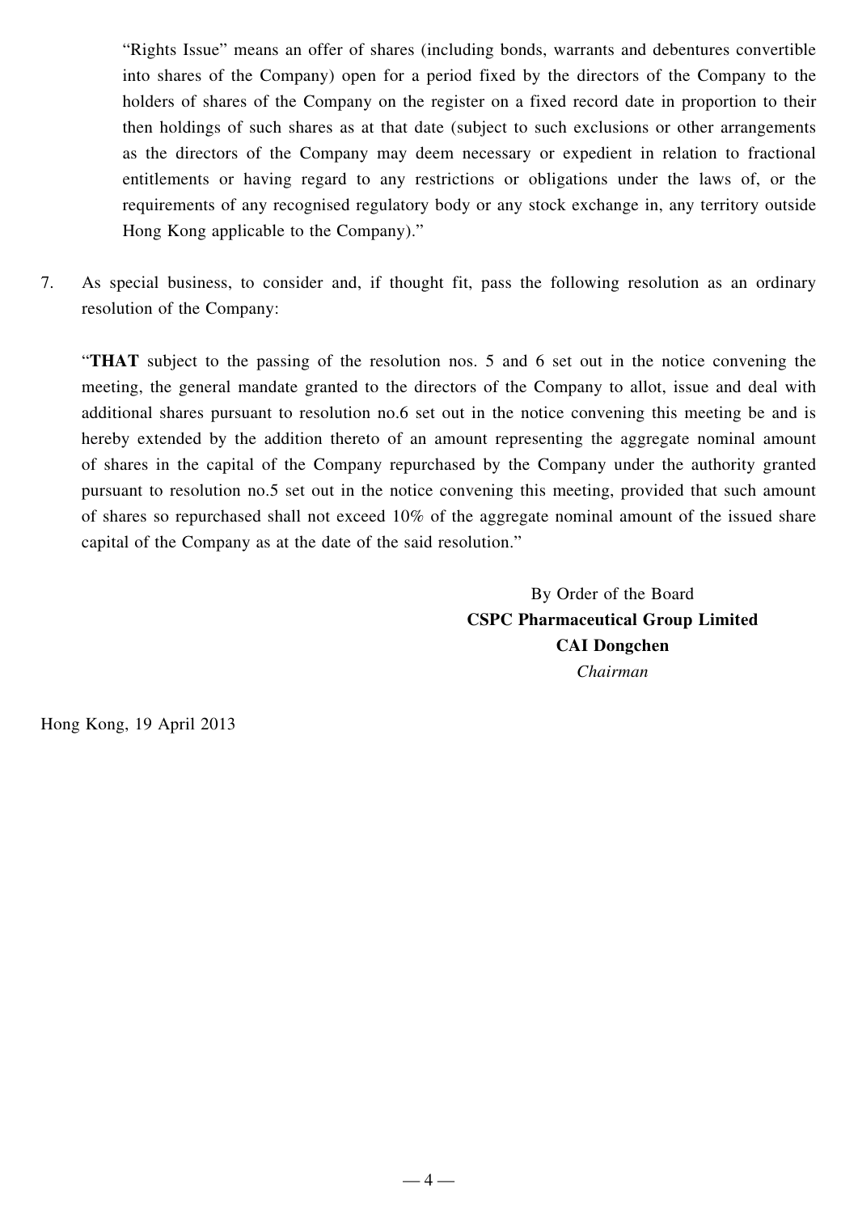"Rights Issue" means an offer of shares (including bonds, warrants and debentures convertible into shares of the Company) open for a period fixed by the directors of the Company to the holders of shares of the Company on the register on a fixed record date in proportion to their then holdings of such shares as at that date (subject to such exclusions or other arrangements as the directors of the Company may deem necessary or expedient in relation to fractional entitlements or having regard to any restrictions or obligations under the laws of, or the requirements of any recognised regulatory body or any stock exchange in, any territory outside Hong Kong applicable to the Company)."

7. As special business, to consider and, if thought fit, pass the following resolution as an ordinary resolution of the Company:

   "**THAT** subject to the passing of the resolution nos. 5 and 6 set out in the notice convening the meeting, the general mandate granted to the directors of the Company to allot, issue and deal with additional shares pursuant to resolution no.6 set out in the notice convening this meeting be and is hereby extended by the addition thereto of an amount representing the aggregate nominal amount of shares in the capital of the Company repurchased by the Company under the authority granted pursuant to resolution no.5 set out in the notice convening this meeting, provided that such amount of shares so repurchased shall not exceed 10% of the aggregate nominal amount of the issued share capital of the Company as at the date of the said resolution."

By Order of the Board
**CSPC Pharmaceutical Group Limited**
**CAI Dongchen**
*Chairman*

Hong Kong, 19 April 2013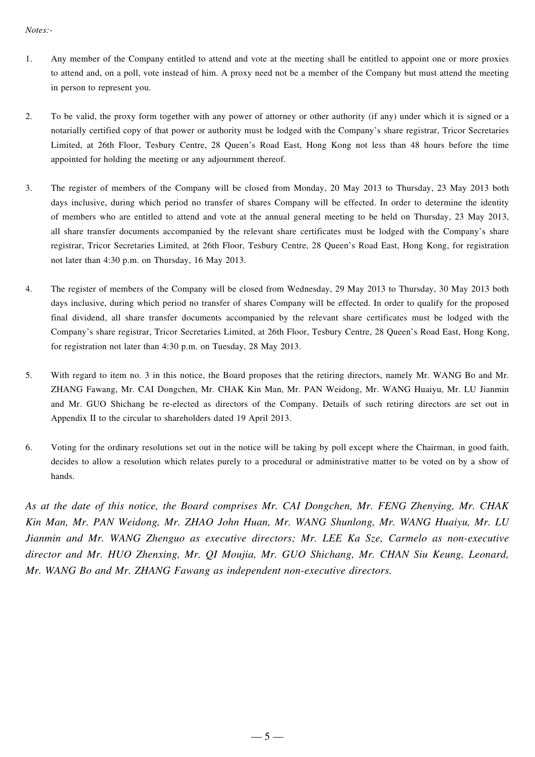*Notes:-*

1. Any member of the Company entitled to attend and vote at the meeting shall be entitled to appoint one or more proxies to attend and, on a poll, vote instead of him. A proxy need not be a member of the Company but must attend the meeting in person to represent you.

2. To be valid, the proxy form together with any power of attorney or other authority (if any) under which it is signed or a notarially certified copy of that power or authority must be lodged with the Company's share registrar, Tricor Secretaries Limited, at 26th Floor, Tesbury Centre, 28 Queen's Road East, Hong Kong not less than 48 hours before the time appointed for holding the meeting or any adjournment thereof.

3. The register of members of the Company will be closed from Monday, 20 May 2013 to Thursday, 23 May 2013 both days inclusive, during which period no transfer of shares Company will be effected. In order to determine the identity of members who are entitled to attend and vote at the annual general meeting to be held on Thursday, 23 May 2013, all share transfer documents accompanied by the relevant share certificates must be lodged with the Company's share registrar, Tricor Secretaries Limited, at 26th Floor, Tesbury Centre, 28 Queen's Road East, Hong Kong, for registration not later than 4:30 p.m. on Thursday, 16 May 2013.

4. The register of members of the Company will be closed from Wednesday, 29 May 2013 to Thursday, 30 May 2013 both days inclusive, during which period no transfer of shares Company will be effected. In order to qualify for the proposed final dividend, all share transfer documents accompanied by the relevant share certificates must be lodged with the Company's share registrar, Tricor Secretaries Limited, at 26th Floor, Tesbury Centre, 28 Queen's Road East, Hong Kong, for registration not later than 4:30 p.m. on Tuesday, 28 May 2013.

5. With regard to item no. 3 in this notice, the Board proposes that the retiring directors, namely Mr. WANG Bo and Mr. ZHANG Fawang, Mr. CAI Dongchen, Mr. CHAK Kin Man, Mr. PAN Weidong, Mr. WANG Huaiyu, Mr. LU Jianmin and Mr. GUO Shichang be re-elected as directors of the Company. Details of such retiring directors are set out in Appendix II to the circular to shareholders dated 19 April 2013.

6. Voting for the ordinary resolutions set out in the notice will be taking by poll except where the Chairman, in good faith, decides to allow a resolution which relates purely to a procedural or administrative matter to be voted on by a show of hands.

*As at the date of this notice, the Board comprises Mr. CAI Dongchen, Mr. FENG Zhenying, Mr. CHAK Kin Man, Mr. PAN Weidong, Mr. ZHAO John Huan, Mr. WANG Shunlong, Mr. WANG Huaiyu, Mr. LU Jianmin and Mr. WANG Zhenguo as executive directors; Mr. LEE Ka Sze, Carmelo as non-executive director and Mr. HUO Zhenxing, Mr. QI Moujia, Mr. GUO Shichang, Mr. CHAN Siu Keung, Leonard, Mr. WANG Bo and Mr. ZHANG Fawang as independent non-executive directors.*